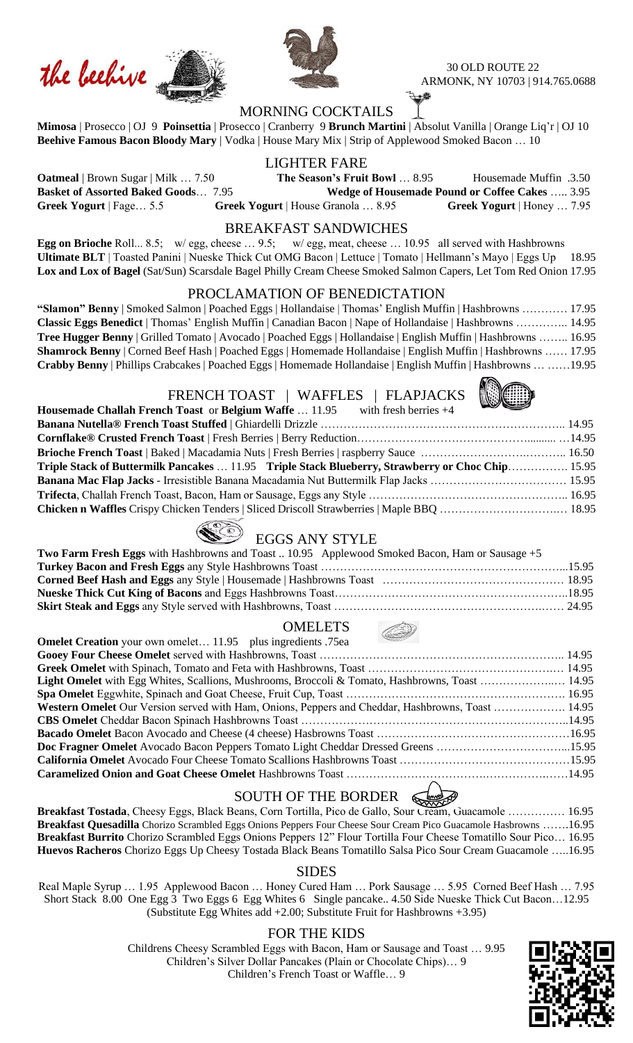# the beehive

30 OLD ROUTE 22
ARMONK, NY 10703 | 914.765.0688

## MORNING COCKTAILS

**Mimosa** | Prosecco | OJ 9 **Poinsettia** | Prosecco | Cranberry 9 **Brunch Martini** | Absolut Vanilla | Orange Liq'r | OJ 10
**Beehive Famous Bacon Bloody Mary** | Vodka | House Mary Mix | Strip of Applewood Smoked Bacon … 10

## LIGHTER FARE

**Oatmeal** | Brown Sugar | Milk … 7.50 **The Season's Fruit Bowl** … 8.95 Housemade Muffin .3.50
**Basket of Assorted Baked Goods**… 7.95 **Wedge of Housemade Pound or Coffee Cakes** ….. 3.95
**Greek Yogurt** | Fage… 5.5 **Greek Yogurt** | House Granola … 8.95 **Greek Yogurt** | Honey … 7.95

## BREAKFAST SANDWICHES

**Egg on Brioche** Roll... 8.5; w/ egg, cheese … 9.5; w/ egg, meat, cheese … 10.95 all served with Hashbrowns
**Ultimate BLT** | Toasted Panini | Nueske Thick Cut OMG Bacon | Lettuce | Tomato | Hellmann's Mayo | Eggs Up 18.95
**Lox and Lox of Bagel** (Sat/Sun) Scarsdale Bagel Philly Cream Cheese Smoked Salmon Capers, Let Tom Red Onion 17.95

## PROCLAMATION OF BENEDICTATION

**"Slamon" Benny** | Smoked Salmon | Poached Eggs | Hollandaise | Thomas' English Muffin | Hashbrowns ………… 17.95
**Classic Eggs Benedict** | Thomas' English Muffin | Canadian Bacon | Nape of Hollandaise | Hashbrowns ………….. 14.95
**Tree Hugger Benny** | Grilled Tomato | Avocado | Poached Eggs | Hollandaise | English Muffin | Hashbrowns …….. 16.95
**Shamrock Benny** | Corned Beef Hash | Poached Eggs | Homemade Hollandaise | English Muffin | Hashbrowns …… 17.95
**Crabby Benny** | Phillips Crabcakes | Poached Eggs | Homemade Hollandaise | English Muffin | Hashbrowns … ……19.95

## FRENCH TOAST | WAFFLES | FLAPJACKS

**Housemade Challah French Toast** or **Belgium Waffe** … 11.95 with fresh berries +4
**Banana Nutella® French Toast Stuffed** | Ghiardelli Drizzle ………………………………………………………….. 14.95
**Cornflake® Crusted French Toast** | Fresh Berries | Berry Reduction…………………………………………........ …14.95
**Brioche French Toast** | Baked | Macadamia Nuts | Fresh Berries | raspberry Sauce ……………………….……….. 16.50
**Triple Stack of Buttermilk Pancakes** … 11.95 **Triple Stack Blueberry, Strawberry or Choc Chip**……………. 15.95
**Banana Mac Flap Jacks** - Irresistible Banana Macadamia Nut Buttermilk Flap Jacks ……………………………… 15.95
**Trifecta**, Challah French Toast, Bacon, Ham or Sausage, Eggs any Style …………………………………………….. 16.95
**Chicken n Waffles** Crispy Chicken Tenders | Sliced Driscoll Strawberries | Maple BBQ ……………………….…. 18.95

## EGGS ANY STYLE

**Two Farm Fresh Eggs** with Hashbrowns and Toast .. 10.95 Applewood Smoked Bacon, Ham or Sausage +5
**Turkey Bacon and Fresh Eggs** any Style Hashbrowns Toast ………………………………………………………...15.95
**Corned Beef Hash and Eggs** any Style | Housemade | Hashbrowns Toast ………………………………………… 18.95
**Nueske Thick Cut King of Bacons** and Eggs Hashbrowns Toast……………………………………………………..18.95
**Skirt Steak and Eggs** any Style served with Hashbrowns, Toast ……………………………………………….…… 24.95

## OMELETS

**Omelet Creation** your own omelet… 11.95 plus ingredients .75ea
**Gooey Four Cheese Omelet** served with Hashbrowns, Toast ………………………………………………………….. 14.95
**Greek Omelet** with Spinach, Tomato and Feta with Hashbrowns, Toast ……………………………………….…. 14.95
**Light Omelet** with Egg Whites, Scallions, Mushrooms, Broccoli & Tomato, Hashbrowns, Toast …………….…. 14.95
**Spa Omelet** Eggwhite, Spinach and Goat Cheese, Fruit Cup, Toast …………………………………………………. 16.95
**Western Omelet** Our Version served with Ham, Onions, Peppers and Cheddar, Hashbrowns, Toast ………………. 14.95
**CBS Omelet** Cheddar Bacon Spinach Hashbrowns Toast ……………………………………………………………..14.95
**Bacado Omelet** Bacon Avocado and Cheese (4 cheese) Hasbrowns Toast ……………………………………………16.95
**Doc Fragner Omelet** Avocado Bacon Peppers Tomato Light Cheddar Dressed Greens ……………………………...15.95
**California Omelet** Avocado Four Cheese Tomato Scallions Hashbrowns Toast ………………………………………15.95
**Caramelized Onion and Goat Cheese Omelet** Hashbrowns Toast ……………………………….……………….……14.95

## SOUTH OF THE BORDER

**Breakfast Tostada**, Cheesy Eggs, Black Beans, Corn Tortilla, Pico de Gallo, Sour Cream, Guacamole …………… 16.95
**Breakfast Quesadilla** Chorizo Scrambled Eggs Onions Peppers Four Cheese Sour Cream Pico Guacamole Hasbrowns …….16.95
**Breakfast Burrito** Chorizo Scrambled Eggs Onions Peppers 12" Flour Tortilla Four Cheese Tomatillo Sour Pico… 16.95
**Huevos Racheros** Chorizo Eggs Up Cheesy Tostada Black Beans Tomatillo Salsa Pico Sour Cream Guacamole …..16.95

## SIDES

Real Maple Syrup … 1.95 Applewood Bacon … Honey Cured Ham … Pork Sausage … 5.95 Corned Beef Hash … 7.95
Short Stack 8.00 One Egg 3 Two Eggs 6 Egg Whites 6 Single pancake.. 4.50 Side Nueske Thick Cut Bacon…12.95
(Substitute Egg Whites add +2.00; Substitute Fruit for Hashbrowns +3.95)

## FOR THE KIDS

Childrens Cheesy Scrambled Eggs with Bacon, Ham or Sausage and Toast … 9.95
Children's Silver Dollar Pancakes (Plain or Chocolate Chips)… 9
Children's French Toast or Waffle… 9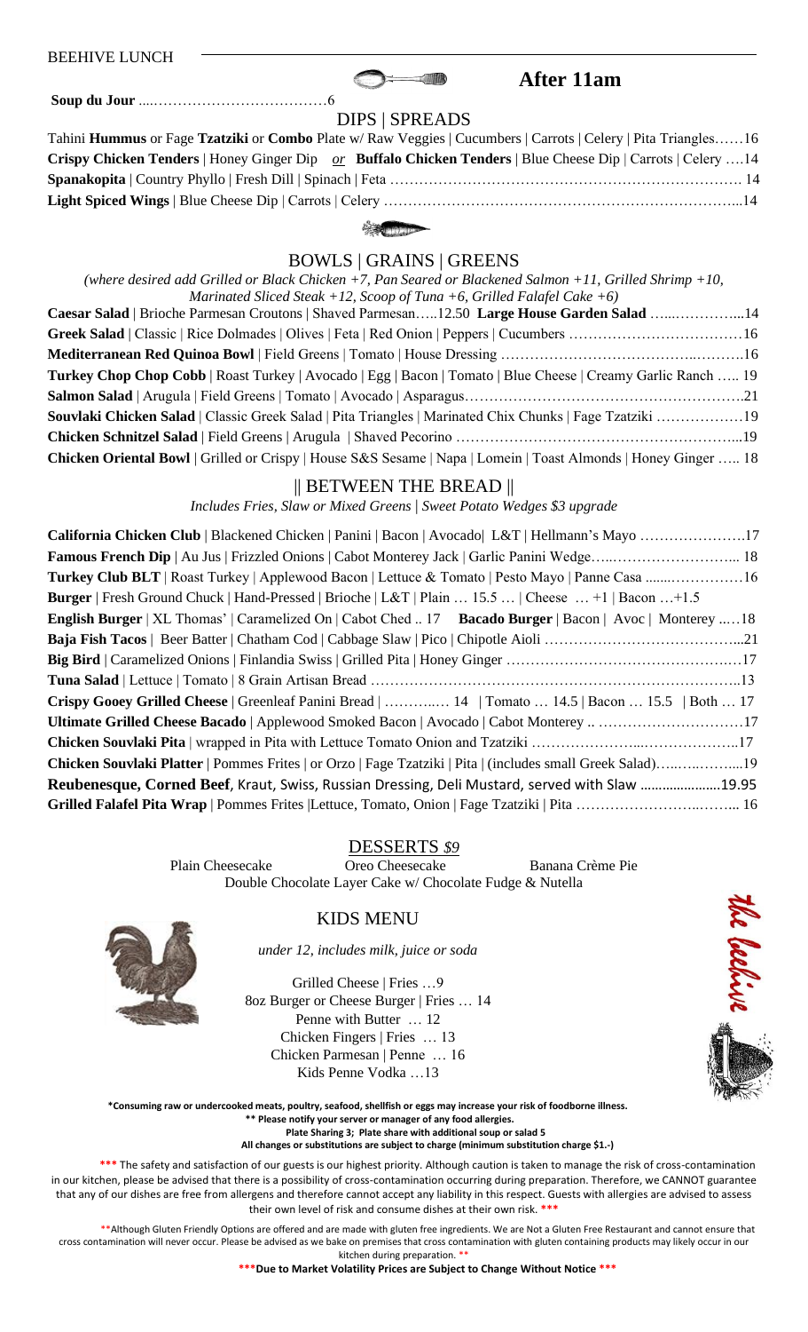BEEHIVE LUNCH

## After 11am

**Soup du Jour** ....………………………………6

## DIPS | SPREADS

Tahini **Hummus** or Fage **Tzatziki** or **Combo** Plate w/ Raw Veggies | Cucumbers | Carrots | Celery | Pita Triangles……16

**Crispy Chicken Tenders** | Honey Ginger Dip *or* **Buffalo Chicken Tenders** | Blue Cheese Dip | Carrots | Celery ….14

**Spanakopita** | Country Phyllo | Fresh Dill | Spinach | Feta ……………………………………………………………… 14

**Light Spiced Wings** | Blue Cheese Dip | Carrots | Celery ………………………………………………………………...14

## BOWLS | GRAINS | GREENS

*(where desired add Grilled or Black Chicken +7, Pan Seared or Blackened Salmon +11, Grilled Shrimp +10, Marinated Sliced Steak +12, Scoop of Tuna +6, Grilled Falafel Cake +6)*

**Caesar Salad** | Brioche Parmesan Croutons | Shaved Parmesan…..12.50 **Large House Garden Salad** …...…………...14

**Greek Salad** | Classic | Rice Dolmades | Olives | Feta | Red Onion | Peppers | Cucumbers ………………………………16

**Mediterranean Red Quinoa Bowl** | Field Greens | Tomato | House Dressing ………………………………….……….16

**Turkey Chop Chop Cobb** | Roast Turkey | Avocado | Egg | Bacon | Tomato | Blue Cheese | Creamy Garlic Ranch ….. 19

**Salmon Salad** | Arugula | Field Greens | Tomato | Avocado | Asparagus……………………………………………….21

**Souvlaki Chicken Salad** | Classic Greek Salad | Pita Triangles | Marinated Chix Chunks | Fage Tzatziki ………………19

**Chicken Schnitzel Salad** | Field Greens | Arugula | Shaved Pecorino …………………………………………………...19

**Chicken Oriental Bowl** | Grilled or Crispy | House S&S Sesame | Napa | Lomein | Toast Almonds | Honey Ginger ….. 18

## || BETWEEN THE BREAD ||

*Includes Fries, Slaw or Mixed Greens | Sweet Potato Wedges $3 upgrade*

**California Chicken Club** | Blackened Chicken | Panini | Bacon | Avocado| L&T | Hellmann's Mayo ………………….17

**Famous French Dip** | Au Jus | Frizzled Onions | Cabot Monterey Jack | Garlic Panini Wedge…..…………………….... 18

**Turkey Club BLT** | Roast Turkey | Applewood Bacon | Lettuce & Tomato | Pesto Mayo | Panne Casa .......……………16

**Burger** | Fresh Ground Chuck | Hand-Pressed | Brioche | L&T | Plain … 15.5 … | Cheese … +1 | Bacon …+1.5

**English Burger** | XL Thomas' | Caramelized On | Cabot Ched .. 17 **Bacado Burger** | Bacon | Avoc | Monterey ...…18

**Baja Fish Tacos** | Beer Batter | Chatham Cod | Cabbage Slaw | Pico | Chipotle Aioli …………………………………...21

**Big Bird** | Caramelized Onions | Finlandia Swiss | Grilled Pita | Honey Ginger ……………………………………….17

**Tuna Salad** | Lettuce | Tomato | 8 Grain Artisan Bread ……………………………………………………………………..13

**Crispy Gooey Grilled Cheese** | Greenleaf Panini Bread | ………..… 14 | Tomato … 14.5 | Bacon … 15.5 | Both … 17

**Ultimate Grilled Cheese Bacado** | Applewood Smoked Bacon | Avocado | Cabot Monterey .. …………………………17

**Chicken Souvlaki Pita** | wrapped in Pita with Lettuce Tomato Onion and Tzatziki …………………...………………..17

**Chicken Souvlaki Platter** | Pommes Frites | or Orzo | Fage Tzatziki | Pita | (includes small Greek Salad)…..…..……...19

**Reubenesque, Corned Beef**, Kraut, Swiss, Russian Dressing, Deli Mustard, served with Slaw .....................19.95

**Grilled Falafel Pita Wrap** | Pommes Frites |Lettuce, Tomato, Onion | Fage Tzatziki | Pita ……………………..…….. 16

## DESSERTS *$9*

Plain Cheesecake Oreo Cheesecake Banana Crème Pie

Double Chocolate Layer Cake w/ Chocolate Fudge & Nutella

## KIDS MENU

*under 12, includes milk, juice or soda*

Grilled Cheese | Fries …9

8oz Burger or Cheese Burger | Fries … 14

Penne with Butter … 12

Chicken Fingers | Fries … 13

Chicken Parmesan | Penne … 16

Kids Penne Vodka …13

the beehive

**\*Consuming raw or undercooked meats, poultry, seafood, shellfish or eggs may increase your risk of foodborne illness.**

**\*\* Please notify your server or manager of any food allergies.**

**Plate Sharing 3; Plate share with additional soup or salad 5**

**All changes or substitutions are subject to charge (minimum substitution charge $1.-)**

**\*\*\*** The safety and satisfaction of our guests is our highest priority. Although caution is taken to manage the risk of cross-contamination in our kitchen, please be advised that there is a possibility of cross-contamination occurring during preparation. Therefore, we CANNOT guarantee that any of our dishes are free from allergens and therefore cannot accept any liability in this respect. Guests with allergies are advised to assess their own level of risk and consume dishes at their own risk. **\*\*\***

\*\*Although Gluten Friendly Options are offered and are made with gluten free ingredients. We are Not a Gluten Free Restaurant and cannot ensure that cross contamination will never occur. Please be advised as we bake on premises that cross contamination with gluten containing products may likely occur in our kitchen during preparation. \*\*

**\*\*\*Due to Market Volatility Prices are Subject to Change Without Notice \*\*\***